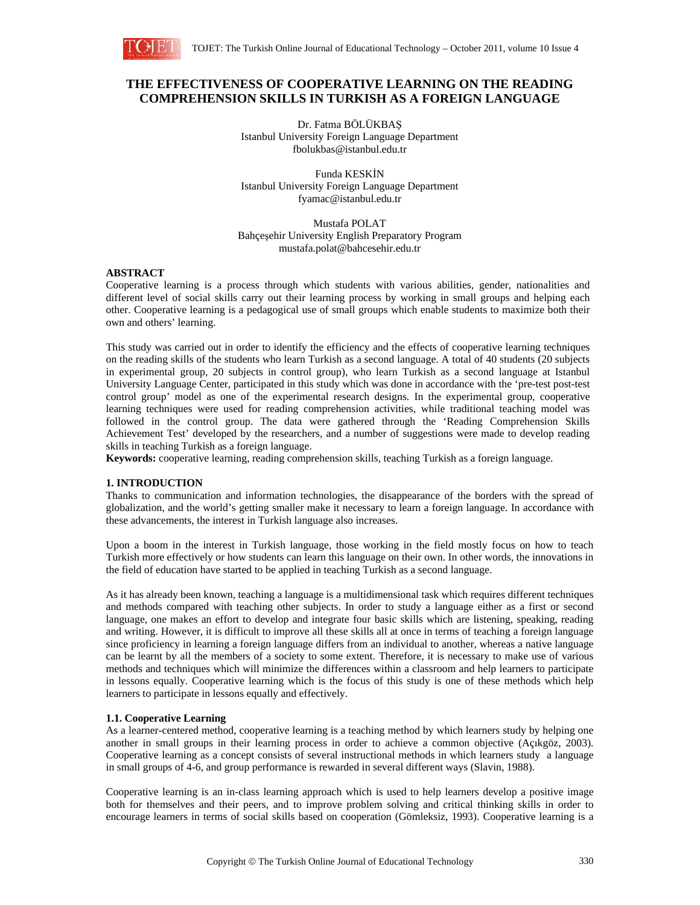# THE EFFECTIVENESS OF COOPERATIVE LEARNING ON THE READING COMPREHENSION SKILLS IN TURKISH AS A FOREIGN LANGUAGE

Dr. Fatma BÖLÜKBAŞ
Istanbul University Foreign Language Department
fbolukbas@istanbul.edu.tr

Funda KESKİN
Istanbul University Foreign Language Department
fyamac@istanbul.edu.tr

Mustafa POLAT
Bahçeşehir University English Preparatory Program
mustafa.polat@bahcesehir.edu.tr

## ABSTRACT

Cooperative learning is a process through which students with various abilities, gender, nationalities and different level of social skills carry out their learning process by working in small groups and helping each other. Cooperative learning is a pedagogical use of small groups which enable students to maximize both their own and others' learning.

This study was carried out in order to identify the efficiency and the effects of cooperative learning techniques on the reading skills of the students who learn Turkish as a second language. A total of 40 students (20 subjects in experimental group, 20 subjects in control group), who learn Turkish as a second language at Istanbul University Language Center, participated in this study which was done in accordance with the 'pre-test post-test control group' model as one of the experimental research designs. In the experimental group, cooperative learning techniques were used for reading comprehension activities, while traditional teaching model was followed in the control group. The data were gathered through the 'Reading Comprehension Skills Achievement Test' developed by the researchers, and a number of suggestions were made to develop reading skills in teaching Turkish as a foreign language.

**Keywords:** cooperative learning, reading comprehension skills, teaching Turkish as a foreign language.

## 1. INTRODUCTION

Thanks to communication and information technologies, the disappearance of the borders with the spread of globalization, and the world's getting smaller make it necessary to learn a foreign language. In accordance with these advancements, the interest in Turkish language also increases.

Upon a boom in the interest in Turkish language, those working in the field mostly focus on how to teach Turkish more effectively or how students can learn this language on their own. In other words, the innovations in the field of education have started to be applied in teaching Turkish as a second language.

As it has already been known, teaching a language is a multidimensional task which requires different techniques and methods compared with teaching other subjects. In order to study a language either as a first or second language, one makes an effort to develop and integrate four basic skills which are listening, speaking, reading and writing. However, it is difficult to improve all these skills all at once in terms of teaching a foreign language since proficiency in learning a foreign language differs from an individual to another, whereas a native language can be learnt by all the members of a society to some extent. Therefore, it is necessary to make use of various methods and techniques which will minimize the differences within a classroom and help learners to participate in lessons equally. Cooperative learning which is the focus of this study is one of these methods which help learners to participate in lessons equally and effectively.

### 1.1. Cooperative Learning

As a learner-centered method, cooperative learning is a teaching method by which learners study by helping one another in small groups in their learning process in order to achieve a common objective (Açıkgöz, 2003). Cooperative learning as a concept consists of several instructional methods in which learners study a language in small groups of 4-6, and group performance is rewarded in several different ways (Slavin, 1988).

Cooperative learning is an in-class learning approach which is used to help learners develop a positive image both for themselves and their peers, and to improve problem solving and critical thinking skills in order to encourage learners in terms of social skills based on cooperation (Gömleksiz, 1993). Cooperative learning is a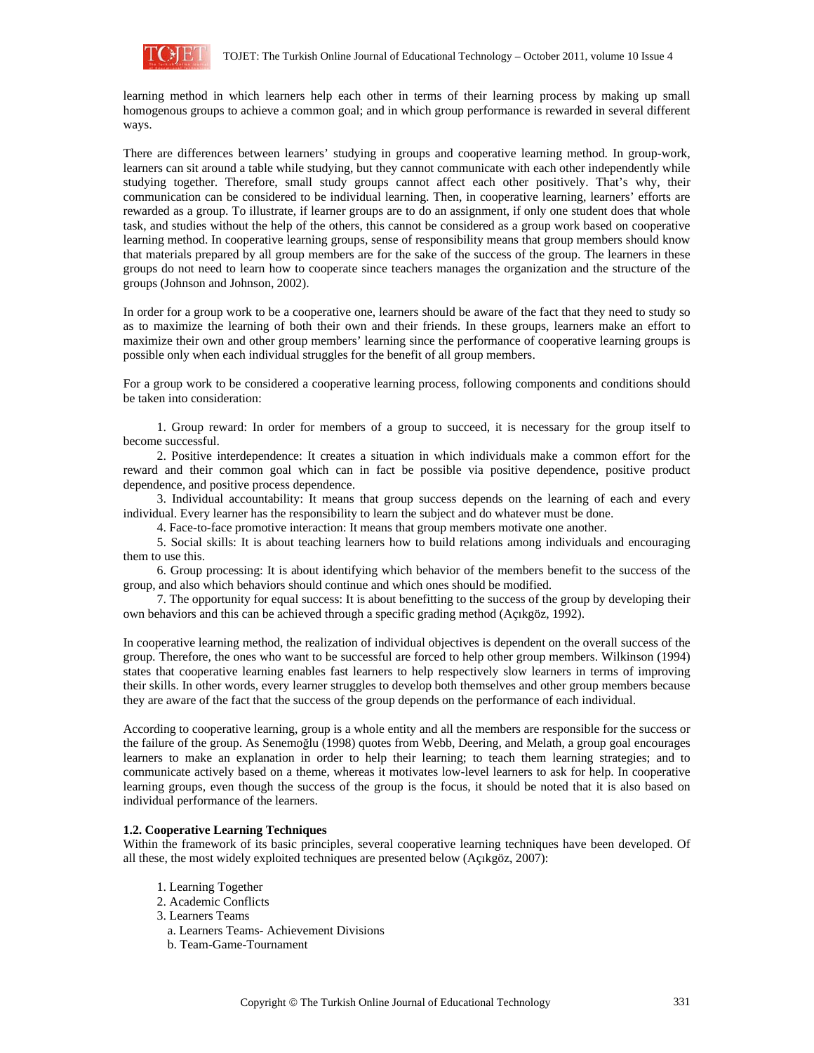learning method in which learners help each other in terms of their learning process by making up small homogenous groups to achieve a common goal; and in which group performance is rewarded in several different ways.

There are differences between learners' studying in groups and cooperative learning method. In group-work, learners can sit around a table while studying, but they cannot communicate with each other independently while studying together. Therefore, small study groups cannot affect each other positively. That's why, their communication can be considered to be individual learning. Then, in cooperative learning, learners' efforts are rewarded as a group. To illustrate, if learner groups are to do an assignment, if only one student does that whole task, and studies without the help of the others, this cannot be considered as a group work based on cooperative learning method. In cooperative learning groups, sense of responsibility means that group members should know that materials prepared by all group members are for the sake of the success of the group. The learners in these groups do not need to learn how to cooperate since teachers manages the organization and the structure of the groups (Johnson and Johnson, 2002).

In order for a group work to be a cooperative one, learners should be aware of the fact that they need to study so as to maximize the learning of both their own and their friends. In these groups, learners make an effort to maximize their own and other group members' learning since the performance of cooperative learning groups is possible only when each individual struggles for the benefit of all group members.

For a group work to be considered a cooperative learning process, following components and conditions should be taken into consideration:

1. Group reward: In order for members of a group to succeed, it is necessary for the group itself to become successful.
2. Positive interdependence: It creates a situation in which individuals make a common effort for the reward and their common goal which can in fact be possible via positive dependence, positive product dependence, and positive process dependence.
3. Individual accountability: It means that group success depends on the learning of each and every individual. Every learner has the responsibility to learn the subject and do whatever must be done.
4. Face-to-face promotive interaction: It means that group members motivate one another.
5. Social skills: It is about teaching learners how to build relations among individuals and encouraging them to use this.
6. Group processing: It is about identifying which behavior of the members benefit to the success of the group, and also which behaviors should continue and which ones should be modified.
7. The opportunity for equal success: It is about benefitting to the success of the group by developing their own behaviors and this can be achieved through a specific grading method (Açıkgöz, 1992).

In cooperative learning method, the realization of individual objectives is dependent on the overall success of the group. Therefore, the ones who want to be successful are forced to help other group members. Wilkinson (1994) states that cooperative learning enables fast learners to help respectively slow learners in terms of improving their skills. In other words, every learner struggles to develop both themselves and other group members because they are aware of the fact that the success of the group depends on the performance of each individual.

According to cooperative learning, group is a whole entity and all the members are responsible for the success or the failure of the group. As Senemoğlu (1998) quotes from Webb, Deering, and Melath, a group goal encourages learners to make an explanation in order to help their learning; to teach them learning strategies; and to communicate actively based on a theme, whereas it motivates low-level learners to ask for help. In cooperative learning groups, even though the success of the group is the focus, it should be noted that it is also based on individual performance of the learners.

### 1.2. Cooperative Learning Techniques

Within the framework of its basic principles, several cooperative learning techniques have been developed. Of all these, the most widely exploited techniques are presented below (Açıkgöz, 2007):

1. Learning Together
2. Academic Conflicts
3. Learners Teams
   a. Learners Teams- Achievement Divisions
   b. Team-Game-Tournament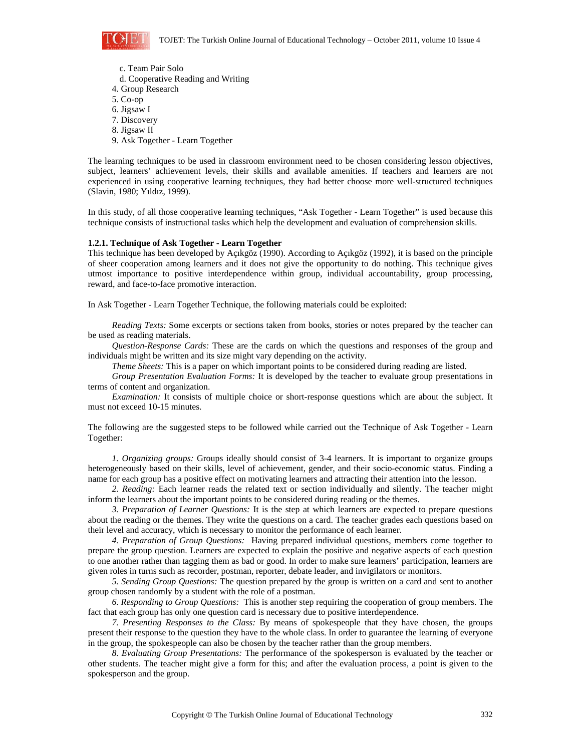c. Team Pair Solo
d. Cooperative Reading and Writing
4. Group Research
5. Co-op
6. Jigsaw I
7. Discovery
8. Jigsaw II
9. Ask Together - Learn Together

The learning techniques to be used in classroom environment need to be chosen considering lesson objectives, subject, learners' achievement levels, their skills and available amenities. If teachers and learners are not experienced in using cooperative learning techniques, they had better choose more well-structured techniques (Slavin, 1980; Yıldız, 1999).

In this study, of all those cooperative learning techniques, "Ask Together - Learn Together" is used because this technique consists of instructional tasks which help the development and evaluation of comprehension skills.

**1.2.1. Technique of Ask Together - Learn Together**

This technique has been developed by Açıkgöz (1990). According to Açıkgöz (1992), it is based on the principle of sheer cooperation among learners and it does not give the opportunity to do nothing. This technique gives utmost importance to positive interdependence within group, individual accountability, group processing, reward, and face-to-face promotive interaction.

In Ask Together - Learn Together Technique, the following materials could be exploited:

*Reading Texts:* Some excerpts or sections taken from books, stories or notes prepared by the teacher can be used as reading materials.

*Question-Response Cards:* These are the cards on which the questions and responses of the group and individuals might be written and its size might vary depending on the activity.

*Theme Sheets:* This is a paper on which important points to be considered during reading are listed.

*Group Presentation Evaluation Forms:* It is developed by the teacher to evaluate group presentations in terms of content and organization.

*Examination:* It consists of multiple choice or short-response questions which are about the subject. It must not exceed 10-15 minutes.

The following are the suggested steps to be followed while carried out the Technique of Ask Together - Learn Together:

*1. Organizing groups:* Groups ideally should consist of 3-4 learners. It is important to organize groups heterogeneously based on their skills, level of achievement, gender, and their socio-economic status. Finding a name for each group has a positive effect on motivating learners and attracting their attention into the lesson.

*2. Reading:* Each learner reads the related text or section individually and silently. The teacher might inform the learners about the important points to be considered during reading or the themes.

*3. Preparation of Learner Questions:* It is the step at which learners are expected to prepare questions about the reading or the themes. They write the questions on a card. The teacher grades each questions based on their level and accuracy, which is necessary to monitor the performance of each learner.

*4. Preparation of Group Questions:* Having prepared individual questions, members come together to prepare the group question. Learners are expected to explain the positive and negative aspects of each question to one another rather than tagging them as bad or good. In order to make sure learners' participation, learners are given roles in turns such as recorder, postman, reporter, debate leader, and invigilators or monitors.

*5. Sending Group Questions:* The question prepared by the group is written on a card and sent to another group chosen randomly by a student with the role of a postman.

*6. Responding to Group Questions:* This is another step requiring the cooperation of group members. The fact that each group has only one question card is necessary due to positive interdependence.

*7. Presenting Responses to the Class:* By means of spokespeople that they have chosen, the groups present their response to the question they have to the whole class. In order to guarantee the learning of everyone in the group, the spokespeople can also be chosen by the teacher rather than the group members.

*8. Evaluating Group Presentations:* The performance of the spokesperson is evaluated by the teacher or other students. The teacher might give a form for this; and after the evaluation process, a point is given to the spokesperson and the group.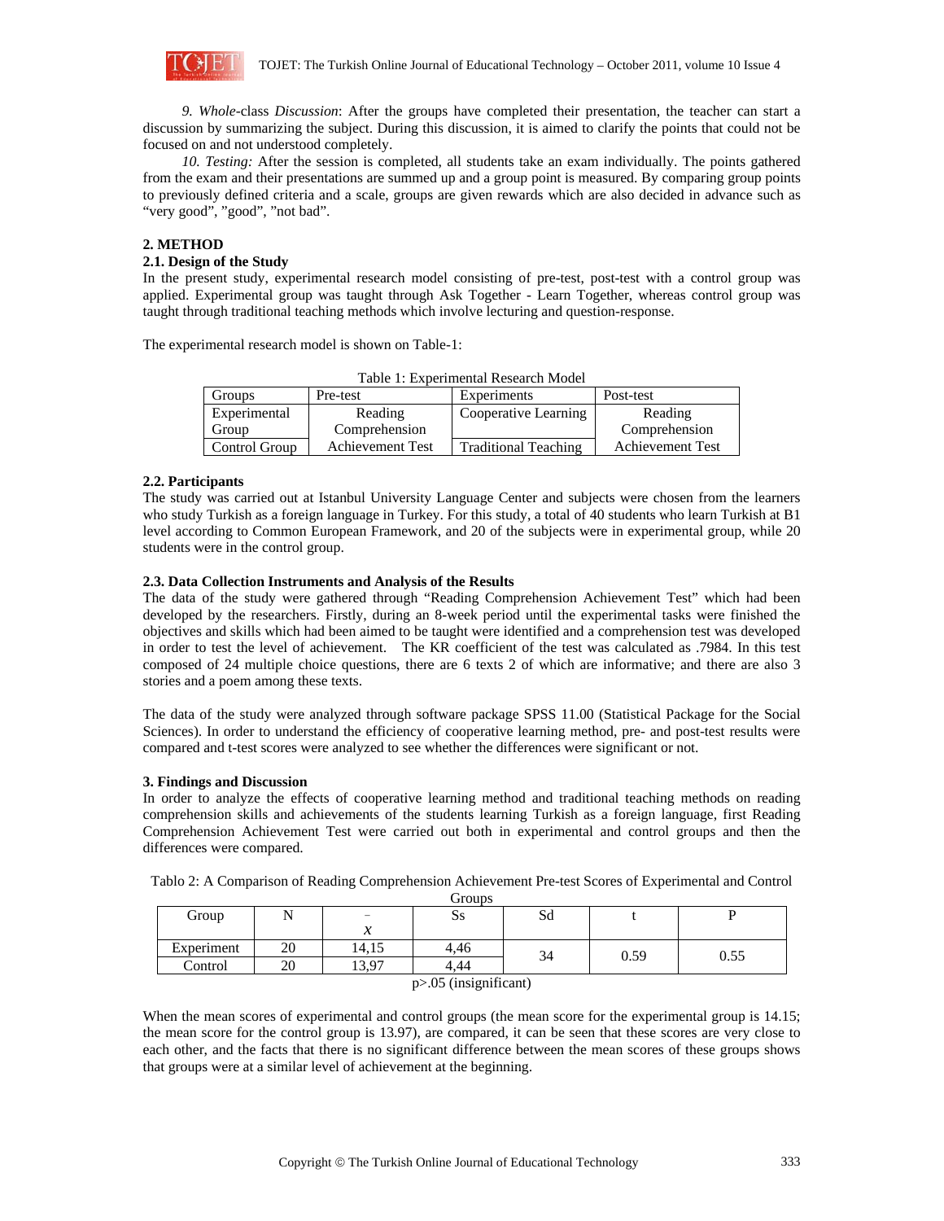*9. Whole-*class *Discussion*: After the groups have completed their presentation, the teacher can start a discussion by summarizing the subject. During this discussion, it is aimed to clarify the points that could not be focused on and not understood completely.

*10. Testing:* After the session is completed, all students take an exam individually. The points gathered from the exam and their presentations are summed up and a group point is measured. By comparing group points to previously defined criteria and a scale, groups are given rewards which are also decided in advance such as "very good", "good", "not bad".

## 2. METHOD

### 2.1. Design of the Study

In the present study, experimental research model consisting of pre-test, post-test with a control group was applied. Experimental group was taught through Ask Together - Learn Together, whereas control group was taught through traditional teaching methods which involve lecturing and question-response.

The experimental research model is shown on Table-1:

Table 1: Experimental Research Model

| Groups | Pre-test | Experiments | Post-test |
|---|---|---|---|
| Experimental Group | Reading Comprehension Achievement Test | Cooperative Learning | Reading Comprehension Achievement Test |
| Control Group | | Traditional Teaching | |

### 2.2. Participants

The study was carried out at Istanbul University Language Center and subjects were chosen from the learners who study Turkish as a foreign language in Turkey. For this study, a total of 40 students who learn Turkish at B1 level according to Common European Framework, and 20 of the subjects were in experimental group, while 20 students were in the control group.

### 2.3. Data Collection Instruments and Analysis of the Results

The data of the study were gathered through "Reading Comprehension Achievement Test" which had been developed by the researchers. Firstly, during an 8-week period until the experimental tasks were finished the objectives and skills which had been aimed to be taught were identified and a comprehension test was developed in order to test the level of achievement. The KR coefficient of the test was calculated as .7984. In this test composed of 24 multiple choice questions, there are 6 texts 2 of which are informative; and there are also 3 stories and a poem among these texts.

The data of the study were analyzed through software package SPSS 11.00 (Statistical Package for the Social Sciences). In order to understand the efficiency of cooperative learning method, pre- and post-test results were compared and t-test scores were analyzed to see whether the differences were significant or not.

## 3. Findings and Discussion

In order to analyze the effects of cooperative learning method and traditional teaching methods on reading comprehension skills and achievements of the students learning Turkish as a foreign language, first Reading Comprehension Achievement Test were carried out both in experimental and control groups and then the differences were compared.

Tablo 2: A Comparison of Reading Comprehension Achievement Pre-test Scores of Experimental and Control Groups

| Group | N | $\bar{x}$ | Ss | Sd | t | P |
|---|---|---|---|---|---|---|
| Experiment | 20 | 14,15 | 4,46 | 34 | 0.59 | 0.55 |
| Control | 20 | 13,97 | 4,44 | | | |

$p>.05$ (insignificant)

When the mean scores of experimental and control groups (the mean score for the experimental group is 14.15; the mean score for the control group is 13.97), are compared, it can be seen that these scores are very close to each other, and the facts that there is no significant difference between the mean scores of these groups shows that groups were at a similar level of achievement at the beginning.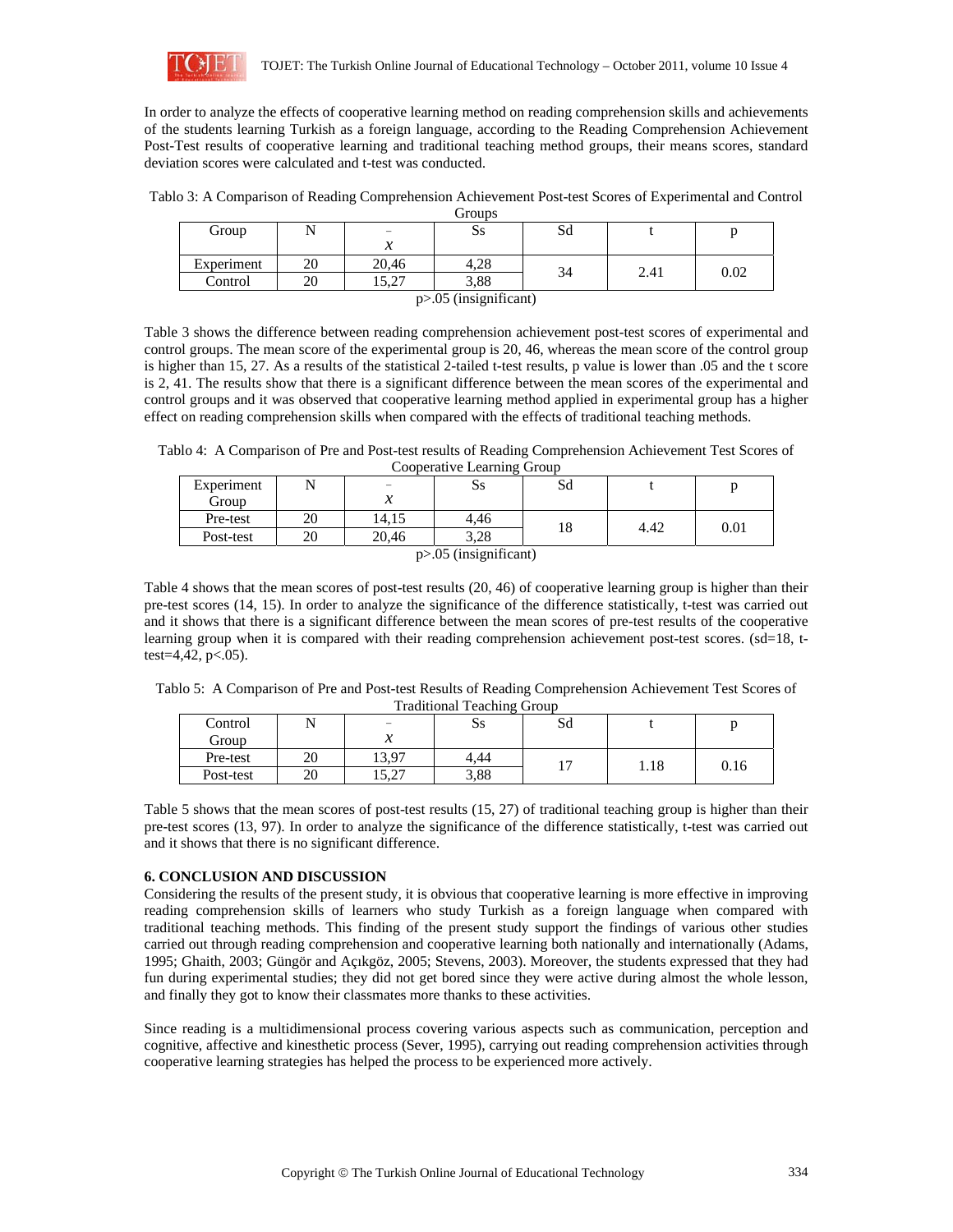In order to analyze the effects of cooperative learning method on reading comprehension skills and achievements of the students learning Turkish as a foreign language, according to the Reading Comprehension Achievement Post-Test results of cooperative learning and traditional teaching method groups, their means scores, standard deviation scores were calculated and t-test was conducted.

Tablo 3: A Comparison of Reading Comprehension Achievement Post-test Scores of Experimental and Control Groups

| Group | N | $\bar{x}$ | Ss | Sd | t | p |
|---|---|---|---|---|---|---|
| Experiment | 20 | 20,46 | 4,28 | 34 | 2.41 | 0.02 |
| Control | 20 | 15,27 | 3,88 | | | |

p>.05 (insignificant)

Table 3 shows the difference between reading comprehension achievement post-test scores of experimental and control groups. The mean score of the experimental group is 20, 46, whereas the mean score of the control group is higher than 15, 27. As a results of the statistical 2-tailed t-test results, p value is lower than .05 and the t score is 2, 41. The results show that there is a significant difference between the mean scores of the experimental and control groups and it was observed that cooperative learning method applied in experimental group has a higher effect on reading comprehension skills when compared with the effects of traditional teaching methods.

Tablo 4: A Comparison of Pre and Post-test results of Reading Comprehension Achievement Test Scores of Cooperative Learning Group

| Experiment Group | N | $\bar{x}$ | Ss | Sd | t | p |
|---|---|---|---|---|---|---|
| Pre-test | 20 | 14,15 | 4,46 | 18 | 4.42 | 0.01 |
| Post-test | 20 | 20,46 | 3,28 | | | |

p>.05 (insignificant)

Table 4 shows that the mean scores of post-test results (20, 46) of cooperative learning group is higher than their pre-test scores (14, 15). In order to analyze the significance of the difference statistically, t-test was carried out and it shows that there is a significant difference between the mean scores of pre-test results of the cooperative learning group when it is compared with their reading comprehension achievement post-test scores. (sd=18, t-test=4,42, p<.05).

Tablo 5: A Comparison of Pre and Post-test Results of Reading Comprehension Achievement Test Scores of Traditional Teaching Group

| Control Group | N | $\bar{x}$ | Ss | Sd | t | p |
|---|---|---|---|---|---|---|
| Pre-test | 20 | 13,97 | 4,44 | 17 | 1.18 | 0.16 |
| Post-test | 20 | 15,27 | 3,88 | | | |

Table 5 shows that the mean scores of post-test results (15, 27) of traditional teaching group is higher than their pre-test scores (13, 97). In order to analyze the significance of the difference statistically, t-test was carried out and it shows that there is no significant difference.

**6. CONCLUSION AND DISCUSSION**

Considering the results of the present study, it is obvious that cooperative learning is more effective in improving reading comprehension skills of learners who study Turkish as a foreign language when compared with traditional teaching methods. This finding of the present study support the findings of various other studies carried out through reading comprehension and cooperative learning both nationally and internationally (Adams, 1995; Ghaith, 2003; Güngör and Açıkgöz, 2005; Stevens, 2003). Moreover, the students expressed that they had fun during experimental studies; they did not get bored since they were active during almost the whole lesson, and finally they got to know their classmates more thanks to these activities.

Since reading is a multidimensional process covering various aspects such as communication, perception and cognitive, affective and kinesthetic process (Sever, 1995), carrying out reading comprehension activities through cooperative learning strategies has helped the process to be experienced more actively.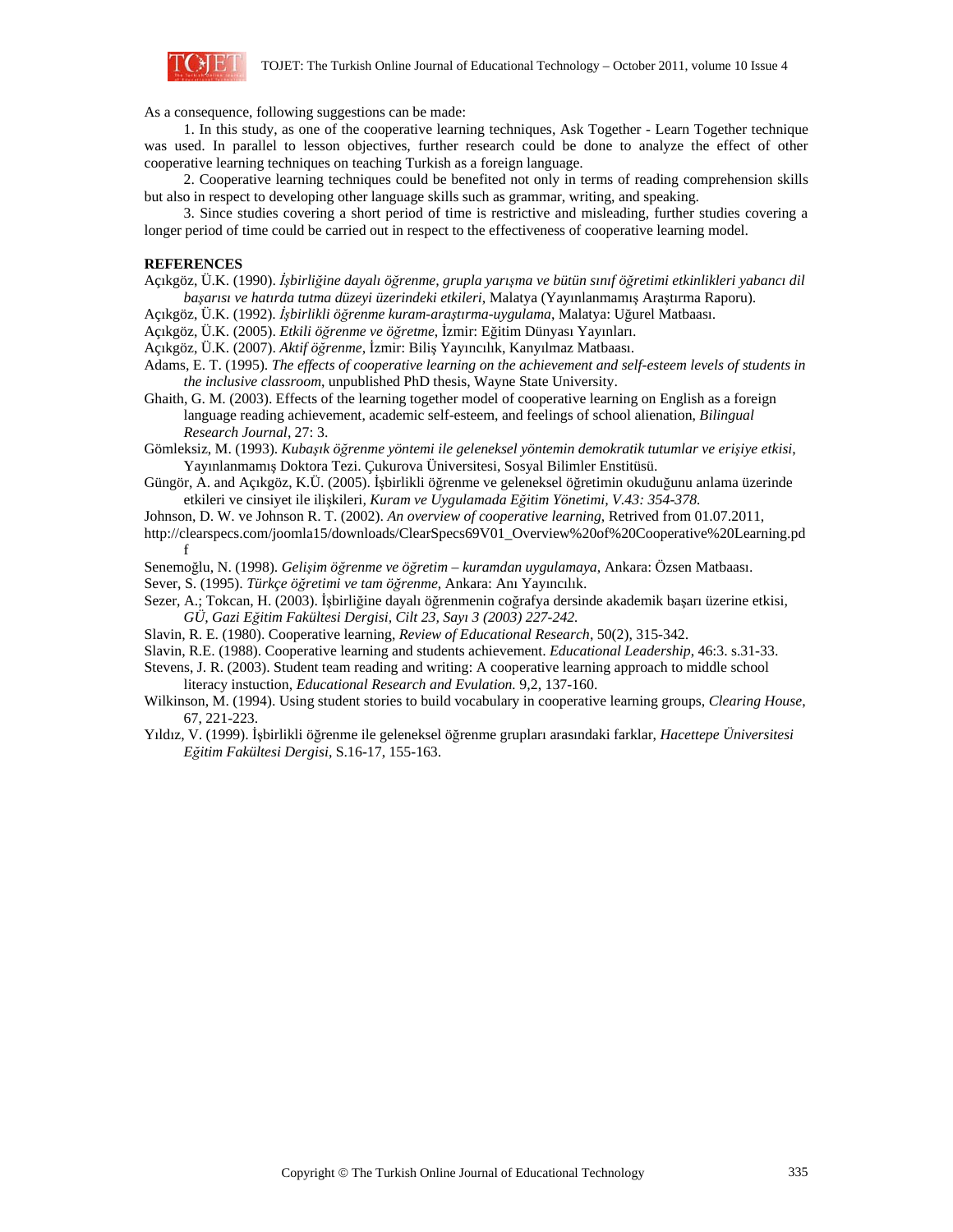As a consequence, following suggestions can be made:

1. In this study, as one of the cooperative learning techniques, Ask Together - Learn Together technique was used. In parallel to lesson objectives, further research could be done to analyze the effect of other cooperative learning techniques on teaching Turkish as a foreign language.

2. Cooperative learning techniques could be benefited not only in terms of reading comprehension skills but also in respect to developing other language skills such as grammar, writing, and speaking.

3. Since studies covering a short period of time is restrictive and misleading, further studies covering a longer period of time could be carried out in respect to the effectiveness of cooperative learning model.

**REFERENCES**

Açıkgöz, Ü.K. (1990). *İşbirliğine dayalı öğrenme, grupla yarışma ve bütün sınıf öğretimi etkinlikleri yabancı dil başarısı ve hatırda tutma düzeyi üzerindeki etkileri*, Malatya (Yayınlanmamış Araştırma Raporu).

Açıkgöz, Ü.K. (1992). *İşbirlikli öğrenme kuram-araştırma-uygulama*, Malatya: Uğurel Matbaası.

Açıkgöz, Ü.K. (2005). *Etkili öğrenme ve öğretme*, İzmir: Eğitim Dünyası Yayınları.

Açıkgöz, Ü.K. (2007). *Aktif öğrenme*, İzmir: Biliş Yayıncılık, Kanyılmaz Matbaası.

Adams, E. T. (1995). *The effects of cooperative learning on the achievement and self-esteem levels of students in the inclusive classroom*, unpublished PhD thesis, Wayne State University.

Ghaith, G. M. (2003). Effects of the learning together model of cooperative learning on English as a foreign language reading achievement, academic self-esteem, and feelings of school alienation, *Bilingual Research Journal*, 27: 3.

Gömleksiz, M. (1993). *Kubaşık öğrenme yöntemi ile geleneksel yöntemin demokratik tutumlar ve erişiye etkisi*, Yayınlanmamış Doktora Tezi. Çukurova Üniversitesi, Sosyal Bilimler Enstitüsü.

Güngör, A. and Açıkgöz, K.Ü. (2005). İşbirlikli öğrenme ve geleneksel öğretimin okuduğunu anlama üzerinde etkileri ve cinsiyet ile ilişkileri, *Kuram ve Uygulamada Eğitim Yönetimi, V.43: 354-378.*

Johnson, D. W. ve Johnson R. T. (2002). *An overview of cooperative learning*, Retrived from 01.07.2011, http://clearspecs.com/joomla15/downloads/ClearSpecs69V01_Overview%20of%20Cooperative%20Learning.pdf

Senemoğlu, N. (1998). *Gelişim öğrenme ve öğretim – kuramdan uygulamaya*, Ankara: Özsen Matbaası.

Sever, S. (1995). *Türkçe öğretimi ve tam öğrenme*, Ankara: Anı Yayıncılık.

Sezer, A.; Tokcan, H. (2003). İşbirliğine dayalı öğrenmenin coğrafya dersinde akademik başarı üzerine etkisi, *GÜ, Gazi Eğitim Fakültesi Dergisi, Cilt 23, Sayı 3 (2003) 227-242.*

Slavin, R. E. (1980). Cooperative learning, *Review of Educational Research*, 50(2), 315-342.

Slavin, R.E. (1988). Cooperative learning and students achievement. *Educational Leadership*, 46:3. s.31-33.

Stevens, J. R. (2003). Student team reading and writing: A cooperative learning approach to middle school literacy instuction, *Educational Research and Evulation.* 9,2, 137-160.

Wilkinson, M. (1994). Using student stories to build vocabulary in cooperative learning groups, *Clearing House*, 67, 221-223.

Yıldız, V. (1999). İşbirlikli öğrenme ile geleneksel öğrenme grupları arasındaki farklar, *Hacettepe Üniversitesi Eğitim Fakültesi Dergisi*, S.16-17, 155-163.